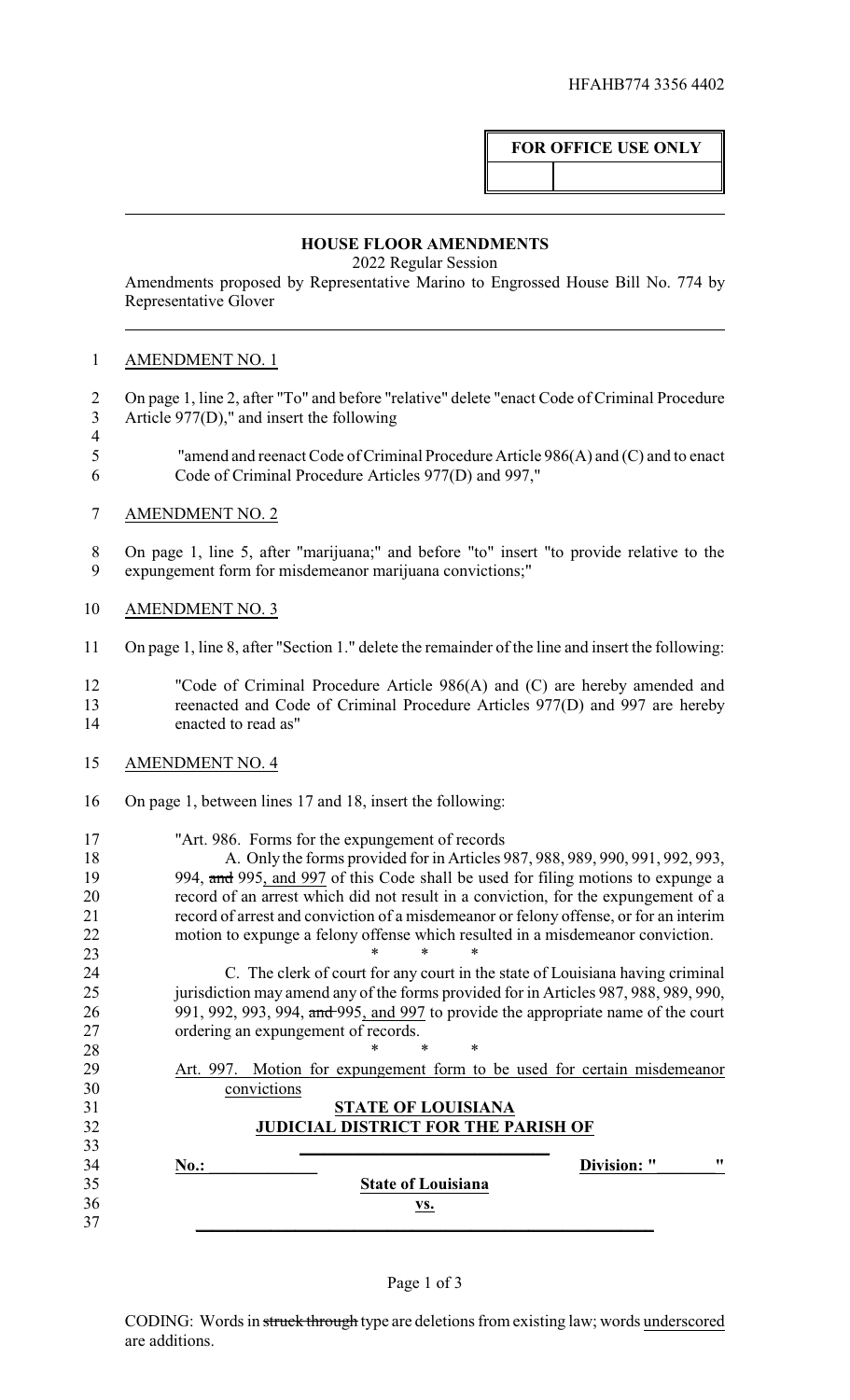HFAHB774 3356 4402

| FOR OFFICE USE ONLY | |
|---|---|
| | |

**HOUSE FLOOR AMENDMENTS**

2022 Regular Session

Amendments proposed by Representative Marino to Engrossed House Bill No. 774 by Representative Glover

AMENDMENT NO. 1

On page 1, line 2, after "To" and before "relative" delete "enact Code of Criminal Procedure Article 977(D)," and insert the following

"amend and reenact Code of Criminal Procedure Article 986(A) and (C) and to enact Code of Criminal Procedure Articles 977(D) and 997,"

AMENDMENT NO. 2

On page 1, line 5, after "marijuana;" and before "to" insert "to provide relative to the expungement form for misdemeanor marijuana convictions;"

AMENDMENT NO. 3

On page 1, line 8, after "Section 1." delete the remainder of the line and insert the following:

"Code of Criminal Procedure Article 986(A) and (C) are hereby amended and reenacted and Code of Criminal Procedure Articles 977(D) and 997 are hereby enacted to read as"

AMENDMENT NO. 4

On page 1, between lines 17 and 18, insert the following:

"Art. 986. Forms for the expungement of records

A. Only the forms provided for in Articles 987, 988, 989, 990, 991, 992, 993, 994, ~~and~~ 995, and 997 of this Code shall be used for filing motions to expunge a record of an arrest which did not result in a conviction, for the expungement of a record of arrest and conviction of a misdemeanor or felony offense, or for an interim motion to expunge a felony offense which resulted in a misdemeanor conviction.

\* \* \*

C. The clerk of court for any court in the state of Louisiana having criminal jurisdiction may amend any of the forms provided for in Articles 987, 988, 989, 990, 991, 992, 993, 994, ~~and~~ 995, and 997 to provide the appropriate name of the court ordering an expungement of records.

\* \* \*

Art. 997. Motion for expungement form to be used for certain misdemeanor convictions

**STATE OF LOUISIANA**

**JUDICIAL DISTRICT FOR THE PARISH OF**

**\_\_\_\_\_\_\_\_\_\_\_\_\_\_\_\_\_\_\_\_\_\_\_\_\_\_\_\_\_\_**

**No.:\_\_\_\_\_\_\_\_\_\_\_\_\_\_** **Division: "\_\_\_\_\_\_\_"**

**State of Louisiana**

**vs.**

**\_\_\_\_\_\_\_\_\_\_\_\_\_\_\_\_\_\_\_\_\_\_\_\_\_\_\_\_\_\_\_\_\_\_\_\_\_\_\_\_\_\_\_\_\_\_\_\_\_\_\_\_\_\_\_\_**

CODING: Words in ~~struck through~~ type are deletions from existing law; words underscored are additions.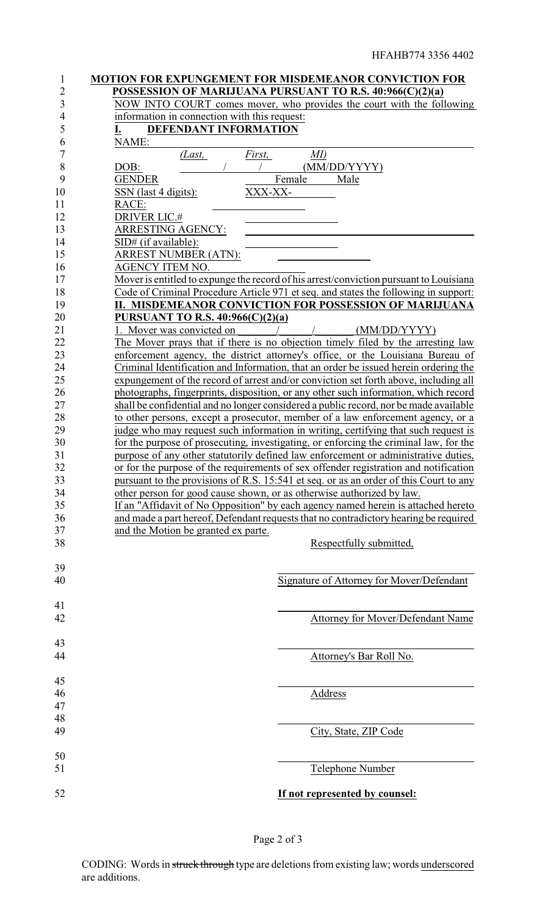**MOTION FOR EXPUNGEMENT FOR MISDEMEANOR CONVICTION FOR POSSESSION OF MARIJUANA PURSUANT TO R.S. 40:966(C)(2)(a)**

NOW INTO COURT comes mover, who provides the court with the following information in connection with this request:

**I. DEFENDANT INFORMATION**

NAME: ______________________________________________
*(Last, First, MI)*

DOB: ______ / ______ / ______ (MM/DD/YYYY)

GENDER ______ Female ______ Male

SSN (last 4 digits): XXX-XX-________

RACE: ______________

DRIVER LIC.# ______________

ARRESTING AGENCY: ______________________________

SID# (if available): ______________

ARREST NUMBER (ATN): ______________

AGENCY ITEM NO. ______________

Mover is entitled to expunge the record of his arrest/conviction pursuant to Louisiana Code of Criminal Procedure Article 971 et seq. and states the following in support:

**II. MISDEMEANOR CONVICTION FOR POSSESSION OF MARIJUANA PURSUANT TO R.S. 40:966(C)(2)(a)**

1. Mover was convicted on ______ / ______ / ______ (MM/DD/YYYY)

The Mover prays that if there is no objection timely filed by the arresting law enforcement agency, the district attorney's office, or the Louisiana Bureau of Criminal Identification and Information, that an order be issued herein ordering the expungement of the record of arrest and/or conviction set forth above, including all photographs, fingerprints, disposition, or any other such information, which record shall be confidential and no longer considered a public record, nor be made available to other persons, except a prosecutor, member of a law enforcement agency, or a judge who may request such information in writing, certifying that such request is for the purpose of prosecuting, investigating, or enforcing the criminal law, for the purpose of any other statutorily defined law enforcement or administrative duties, or for the purpose of the requirements of sex offender registration and notification pursuant to the provisions of R.S. 15:541 et seq. or as an order of this Court to any other person for good cause shown, or as otherwise authorized by law.

If an "Affidavit of No Opposition" by each agency named herein is attached hereto and made a part hereof, Defendant requests that no contradictory hearing be required and the Motion be granted ex parte.

Respectfully submitted,

______________________________
Signature of Attorney for Mover/Defendant

______________________________
Attorney for Mover/Defendant Name

______________________________
Attorney's Bar Roll No.

______________________________
Address

______________________________
City, State, ZIP Code

______________________________
Telephone Number

**If not represented by counsel:**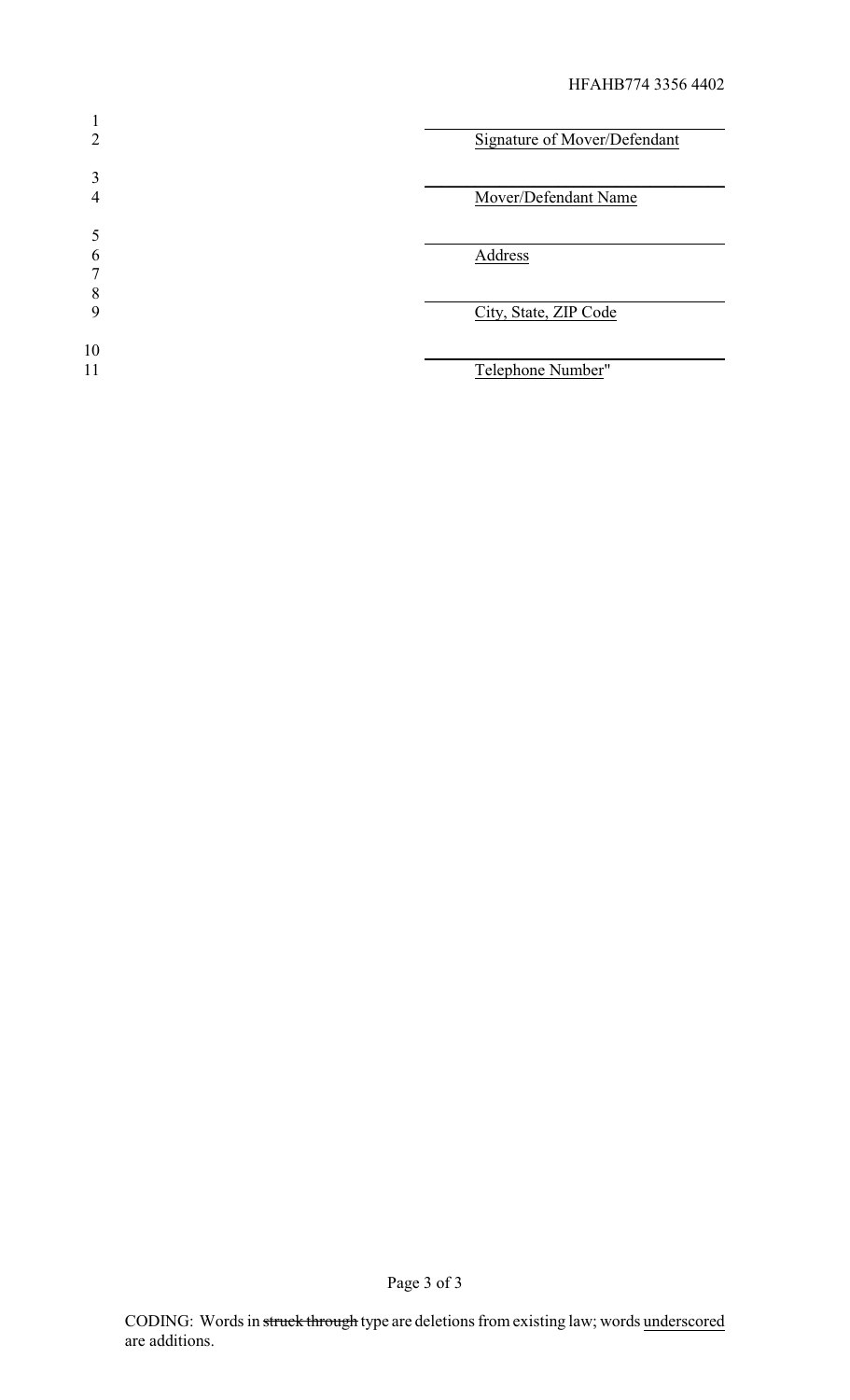\_\_\_\_\_\_\_\_\_\_\_\_\_\_\_\_\_\_\_\_\_\_\_\_\_\_\_\_\_\_

<u>Signature of Mover/Defendant</u>

\_\_\_\_\_\_\_\_\_\_\_\_\_\_\_\_\_\_\_\_\_\_\_\_\_\_\_\_\_\_

<u>Mover/Defendant Name</u>

\_\_\_\_\_\_\_\_\_\_\_\_\_\_\_\_\_\_\_\_\_\_\_\_\_\_\_\_\_\_

<u>Address</u>

\_\_\_\_\_\_\_\_\_\_\_\_\_\_\_\_\_\_\_\_\_\_\_\_\_\_\_\_\_\_

<u>City, State, ZIP Code</u>

\_\_\_\_\_\_\_\_\_\_\_\_\_\_\_\_\_\_\_\_\_\_\_\_\_\_\_\_\_\_

<u>Telephone Number</u>"

CODING: Words in ~~struck through~~ type are deletions from existing law; words <u>underscored</u> are additions.